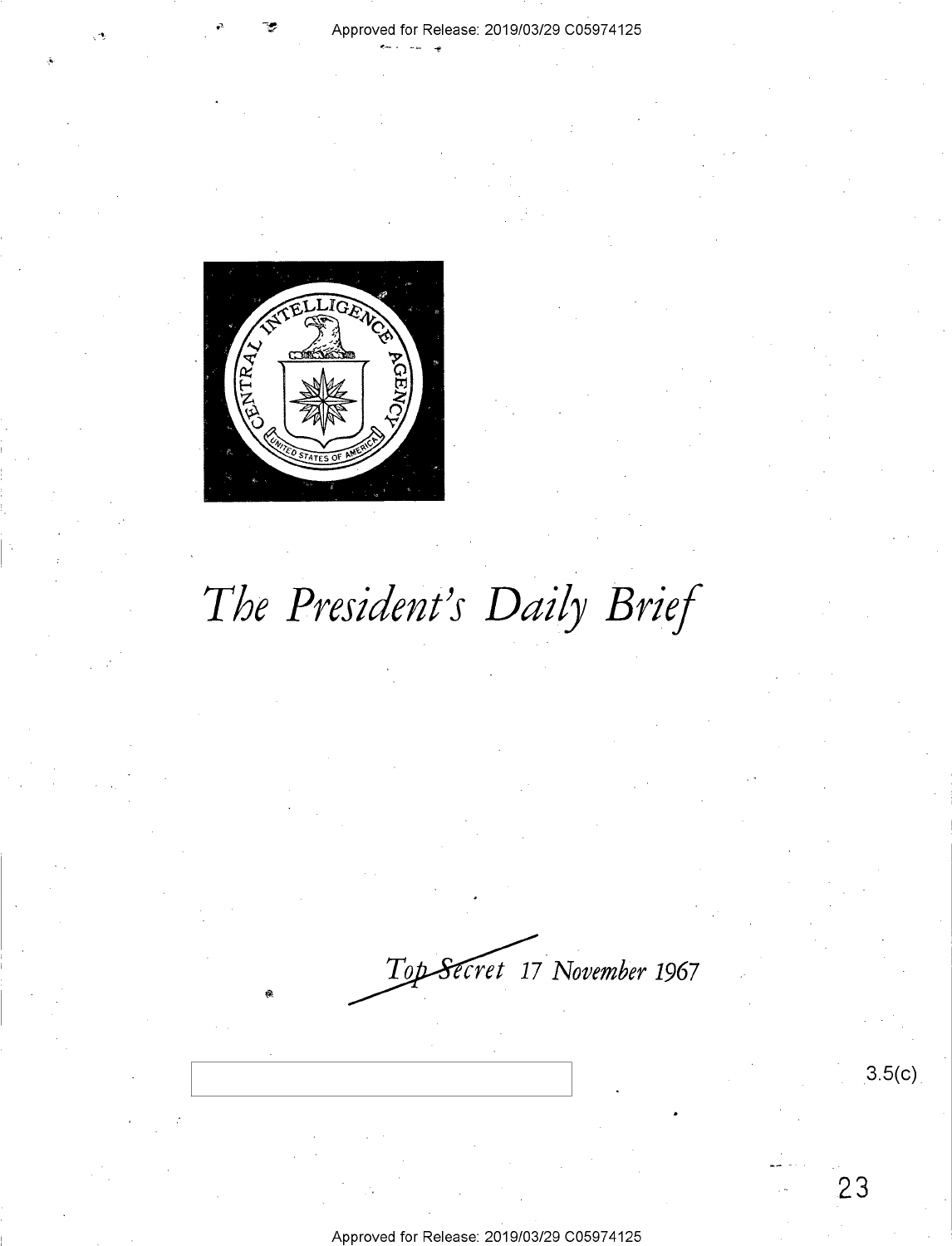# *The President's Daily Brief*

*~~Top Secret~~* *17 November 1967*

3.5(c)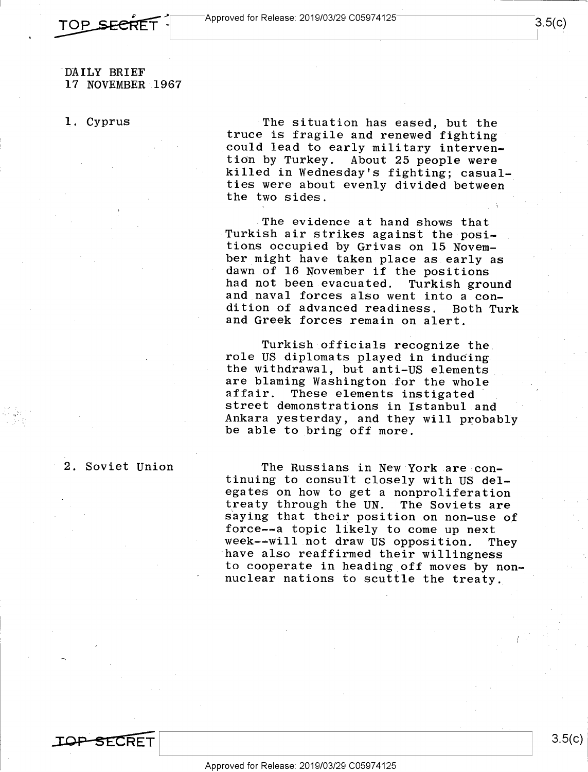DAILY BRIEF
17 NOVEMBER 1967

## 1. Cyprus

The situation has eased, but the truce is fragile and renewed fighting could lead to early military intervention by Turkey. About 25 people were killed in Wednesday's fighting; casualties were about evenly divided between the two sides.

The evidence at hand shows that Turkish air strikes against the positions occupied by Grivas on 15 November might have taken place as early as dawn of 16 November if the positions had not been evacuated. Turkish ground and naval forces also went into a condition of advanced readiness. Both Turk and Greek forces remain on alert.

Turkish officials recognize the role US diplomats played in inducing the withdrawal, but anti-US elements are blaming Washington for the whole affair. These elements instigated street demonstrations in Istanbul and Ankara yesterday, and they will probably be able to bring off more.

## 2. Soviet Union

The Russians in New York are continuing to consult closely with US delegates on how to get a nonproliferation treaty through the UN. The Soviets are saying that their position on non-use of force--a topic likely to come up next week--will not draw US opposition. They have also reaffirmed their willingness to cooperate in heading off moves by non-nuclear nations to scuttle the treaty.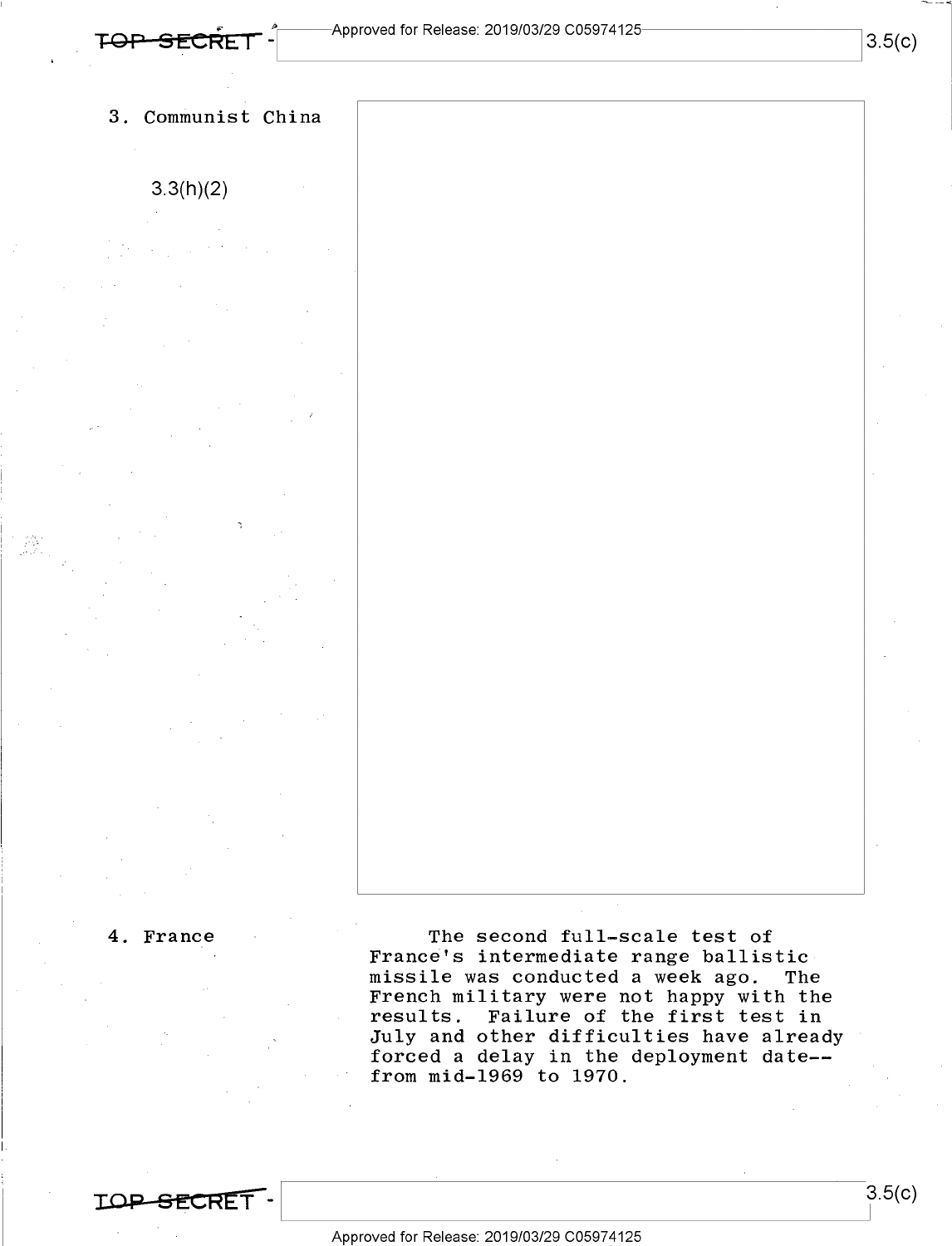3. Communist China

3.3(h)(2)

4. France

The second full-scale test of France's intermediate range ballistic missile was conducted a week ago. The French military were not happy with the results. Failure of the first test in July and other difficulties have already forced a delay in the deployment date--from mid-1969 to 1970.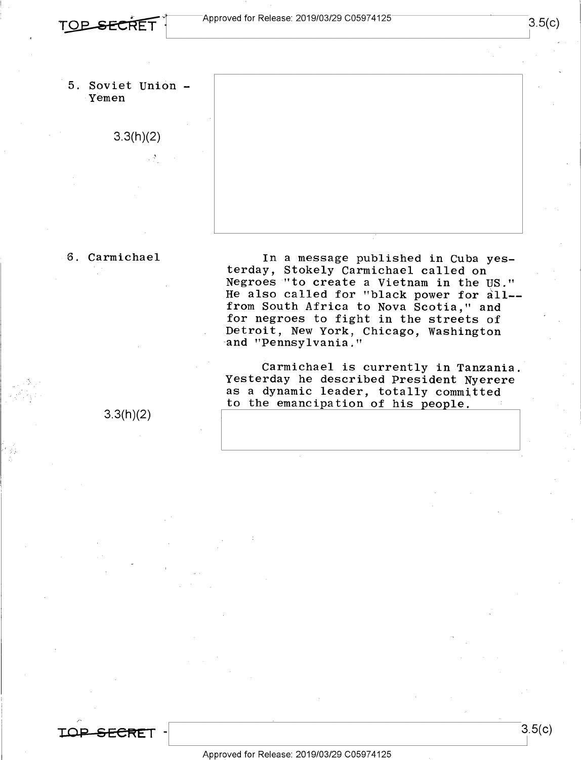5. Soviet Union - Yemen

3.3(h)(2)

6. Carmichael

In a message published in Cuba yesterday, Stokely Carmichael called on Negroes "to create a Vietnam in the US." He also called for "black power for all--from South Africa to Nova Scotia," and for negroes to fight in the streets of Detroit, New York, Chicago, Washington and "Pennsylvania."

Carmichael is currently in Tanzania. Yesterday he described President Nyerere as a dynamic leader, totally committed to the emancipation of his people.

3.3(h)(2)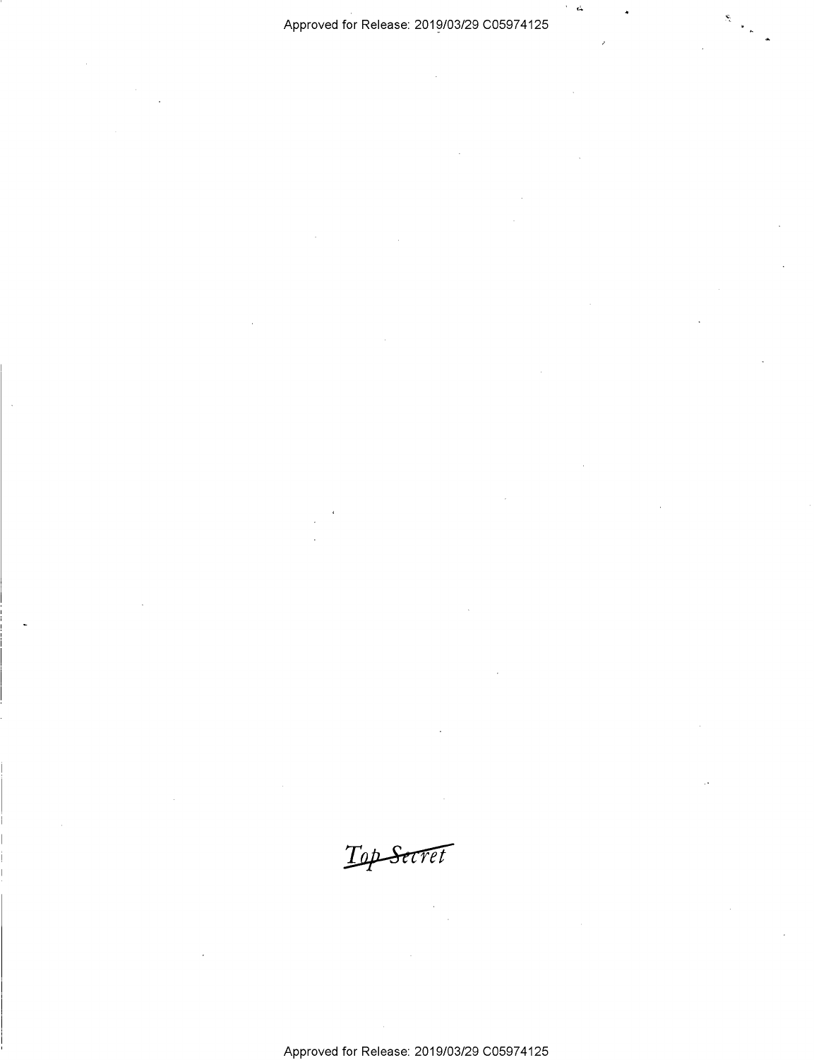~~Top Secret~~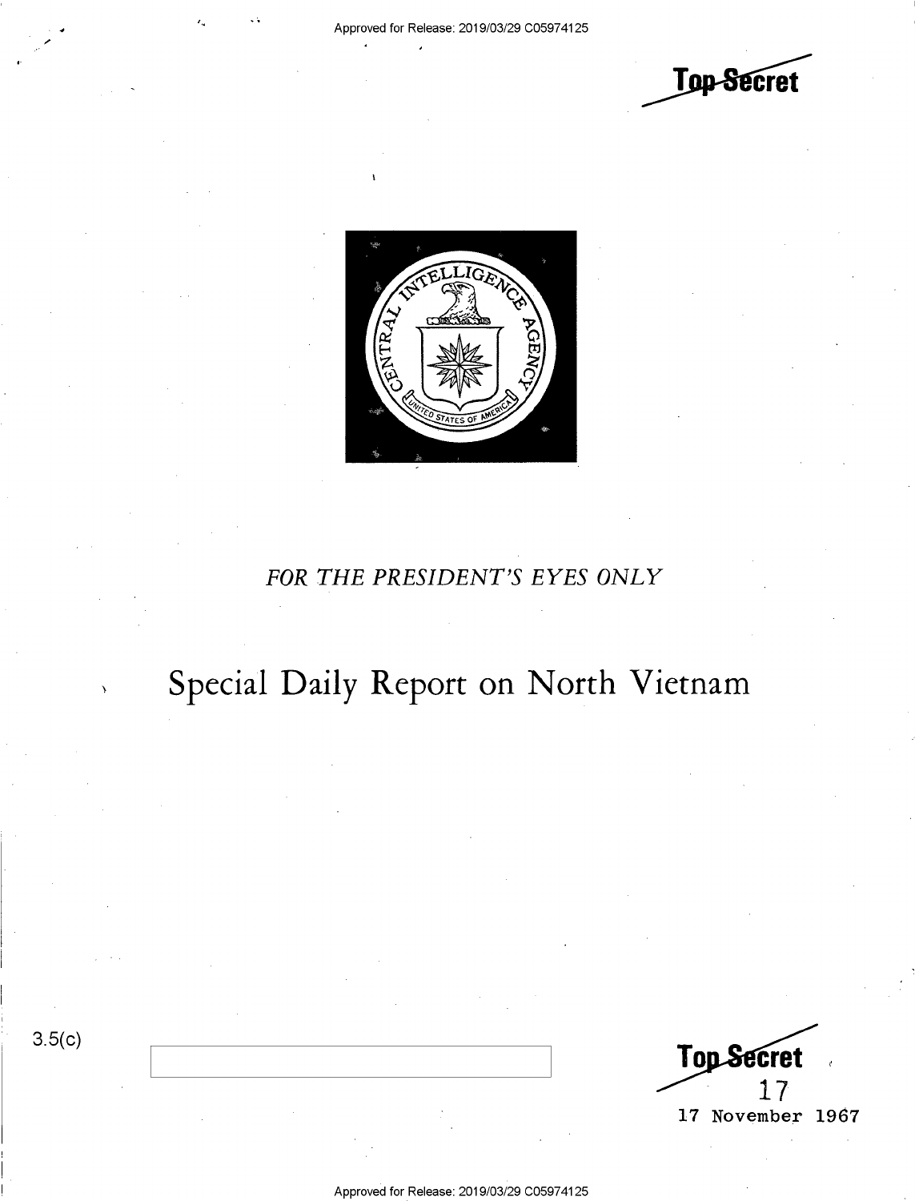Top Secret

FOR THE PRESIDENT'S EYES ONLY

# Special Daily Report on North Vietnam

3.5(c)

Top Secret

17

17 November 1967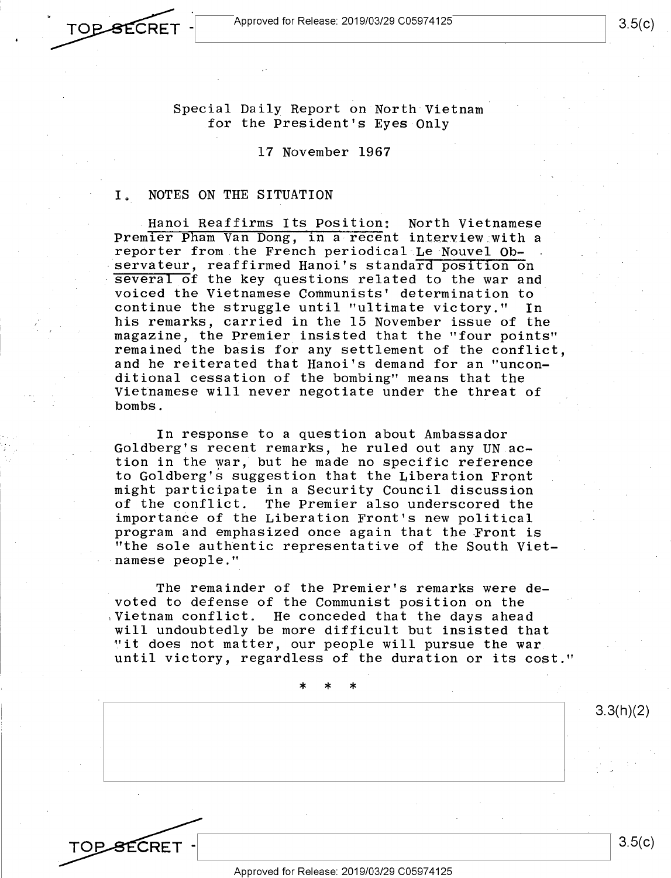Special Daily Report on North Vietnam
for the President's Eyes Only

17 November 1967

## I. NOTES ON THE SITUATION

Hanoi Reaffirms Its Position: North Vietnamese Premier Pham Van Dong, in a recent interview with a reporter from the French periodical *Le Nouvel Observateur*, reaffirmed Hanoi's standard position on several of the key questions related to the war and voiced the Vietnamese Communists' determination to continue the struggle until "ultimate victory." In his remarks, carried in the 15 November issue of the magazine, the Premier insisted that the "four points" remained the basis for any settlement of the conflict, and he reiterated that Hanoi's demand for an "unconditional cessation of the bombing" means that the Vietnamese will never negotiate under the threat of bombs.

In response to a question about Ambassador Goldberg's recent remarks, he ruled out any UN action in the war, but he made no specific reference to Goldberg's suggestion that the Liberation Front might participate in a Security Council discussion of the conflict. The Premier also underscored the importance of the Liberation Front's new political program and emphasized once again that the Front is "the sole authentic representative of the South Vietnamese people."

The remainder of the Premier's remarks were devoted to defense of the Communist position on the Vietnam conflict. He conceded that the days ahead will undoubtedly be more difficult but insisted that "it does not matter, our people will pursue the war until victory, regardless of the duration or its cost."

\* \* \*

3.3(h)(2)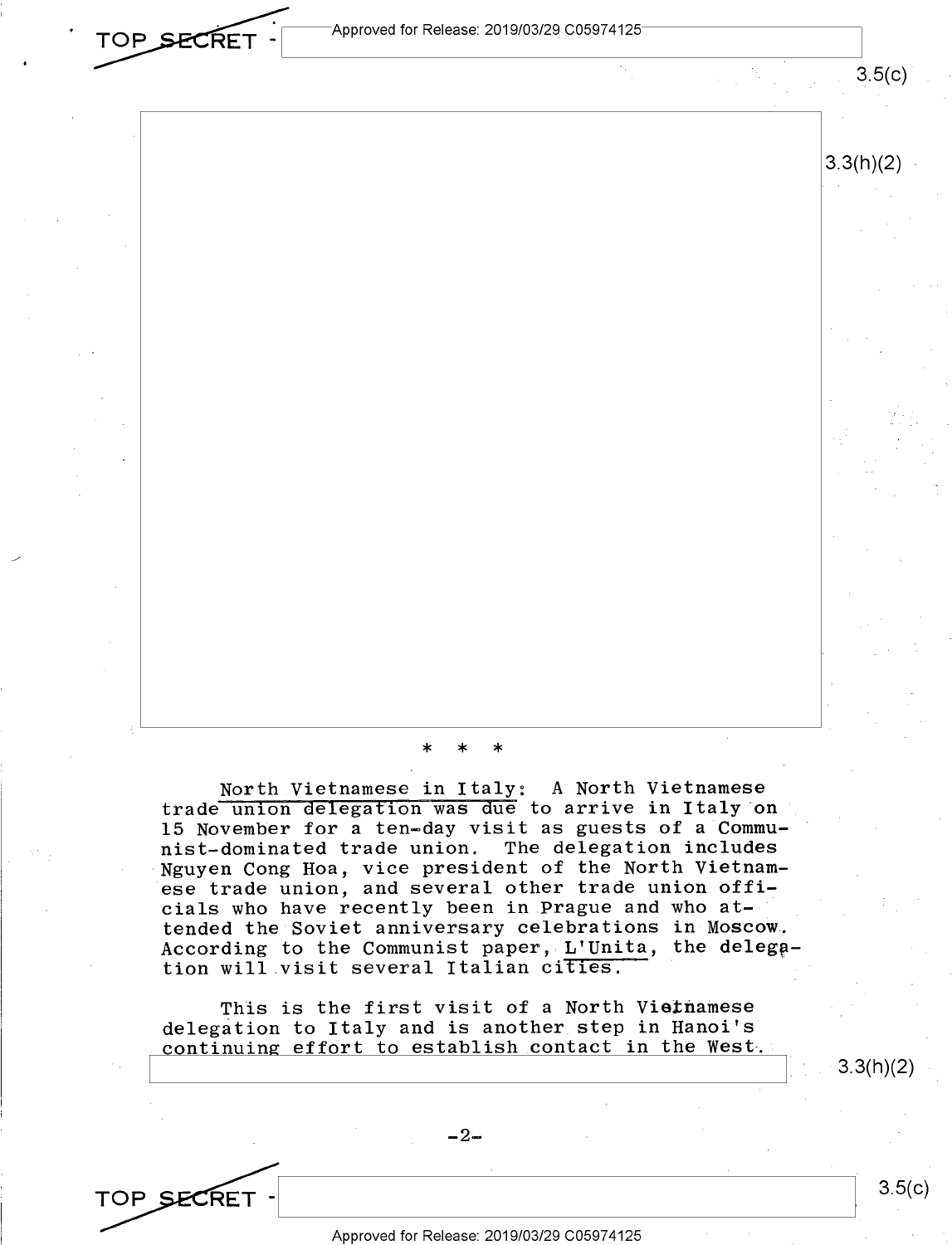\* \* \*

North Vietnamese in Italy: A North Vietnamese trade union delegation was due to arrive in Italy on 15 November for a ten-day visit as guests of a Communist-dominated trade union. The delegation includes Nguyen Cong Hoa, vice president of the North Vietnamese trade union, and several other trade union officials who have recently been in Prague and who attended the Soviet anniversary celebrations in Moscow. According to the Communist paper, L'Unita, the delegation will visit several Italian cities.

This is the first visit of a North Vietnamese delegation to Italy and is another step in Hanoi's continuing effort to establish contact in the West.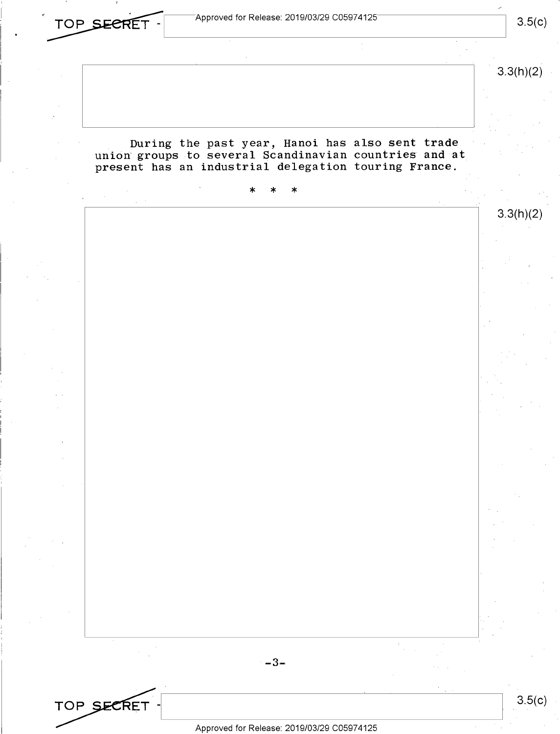During the past year, Hanoi has also sent trade union groups to several Scandinavian countries and at present has an industrial delegation touring France.

* * *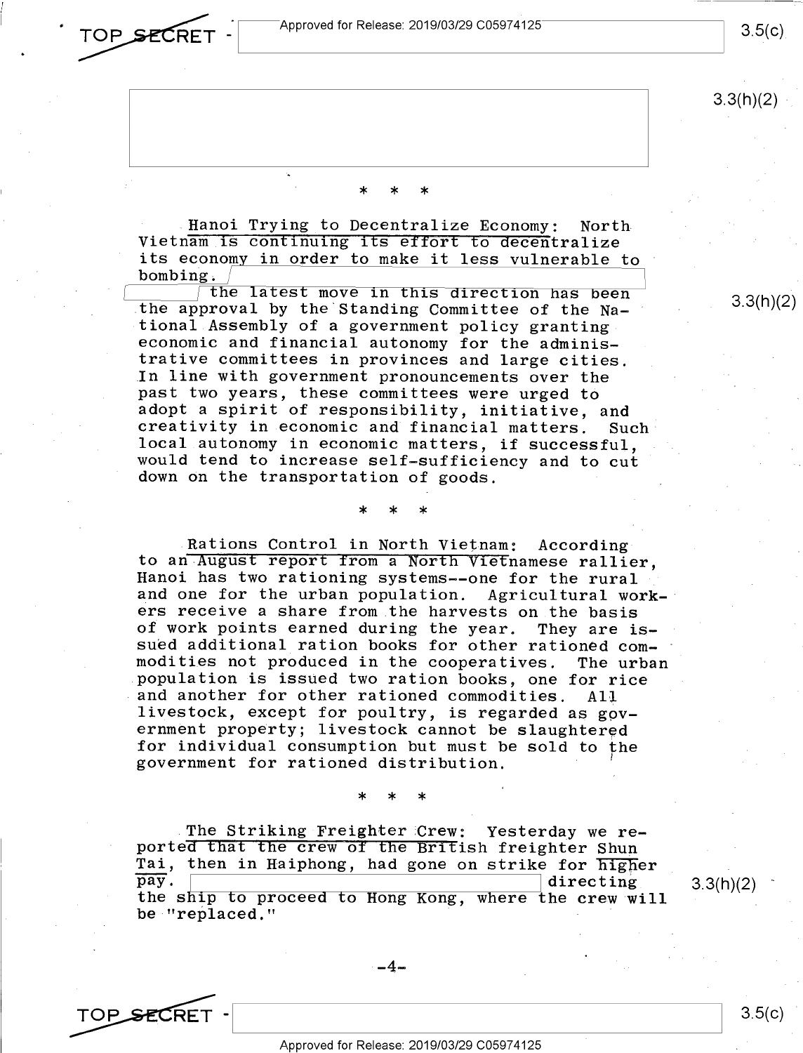* * *

Hanoi Trying to Decentralize Economy: North Vietnam is continuing its effort to decentralize its economy in order to make it less vulnerable to bombing.

the latest move in this direction has been the approval by the Standing Committee of the National Assembly of a government policy granting economic and financial autonomy for the administrative committees in provinces and large cities. In line with government pronouncements over the past two years, these committees were urged to adopt a spirit of responsibility, initiative, and creativity in economic and financial matters. Such local autonomy in economic matters, if successful, would tend to increase self-sufficiency and to cut down on the transportation of goods.

* * *

Rations Control in North Vietnam: According to an August report from a North Vietnamese rallier, Hanoi has two rationing systems--one for the rural and one for the urban population. Agricultural workers receive a share from the harvests on the basis of work points earned during the year. They are issued additional ration books for other rationed commodities not produced in the cooperatives. The urban population is issued two ration books, one for rice and another for other rationed commodities. All livestock, except for poultry, is regarded as government property; livestock cannot be slaughtered for individual consumption but must be sold to the government for rationed distribution.

* * *

The Striking Freighter Crew: Yesterday we reported that the crew of the British freighter Shun Tai, then in Haiphong, had gone on strike for higher pay. directing the ship to proceed to Hong Kong, where the crew will be "replaced."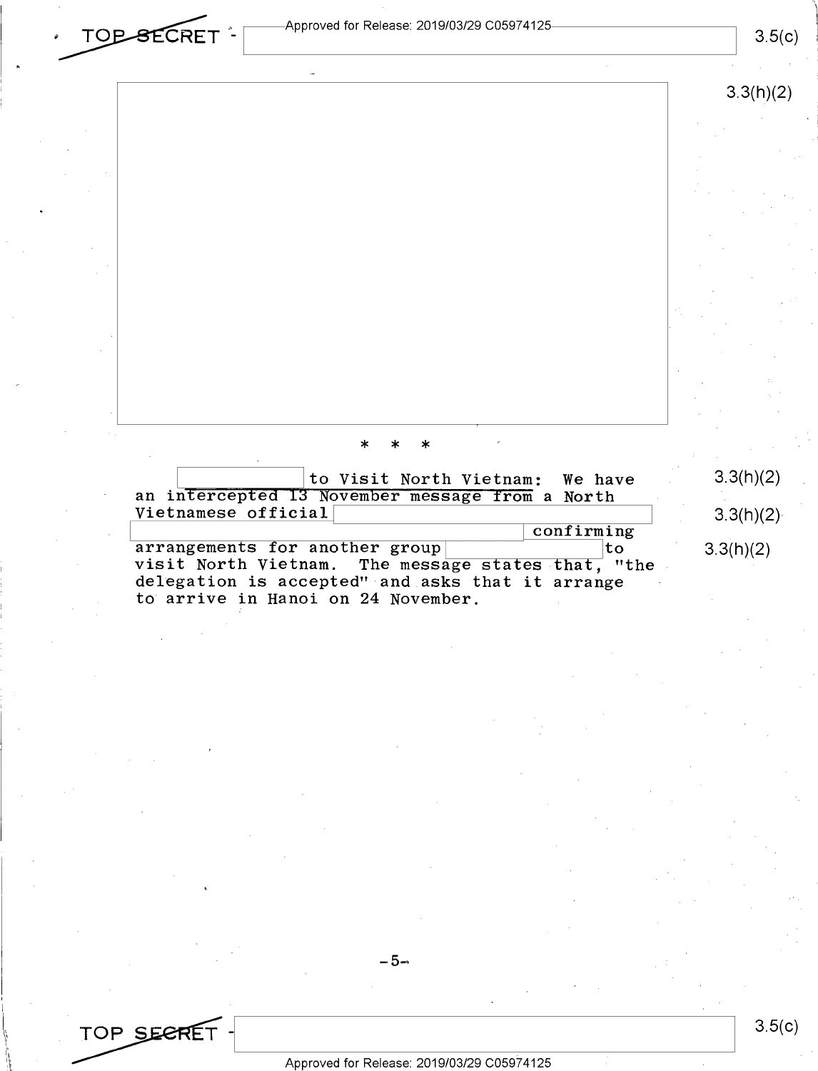* * *

[ ] to Visit North Vietnam: We have an intercepted 13 November message from a North Vietnamese official [ ] [ ] confirming arrangements for another group [ ] to visit North Vietnam. The message states that, "the delegation is accepted" and asks that it arrange to arrive in Hanoi on 24 November.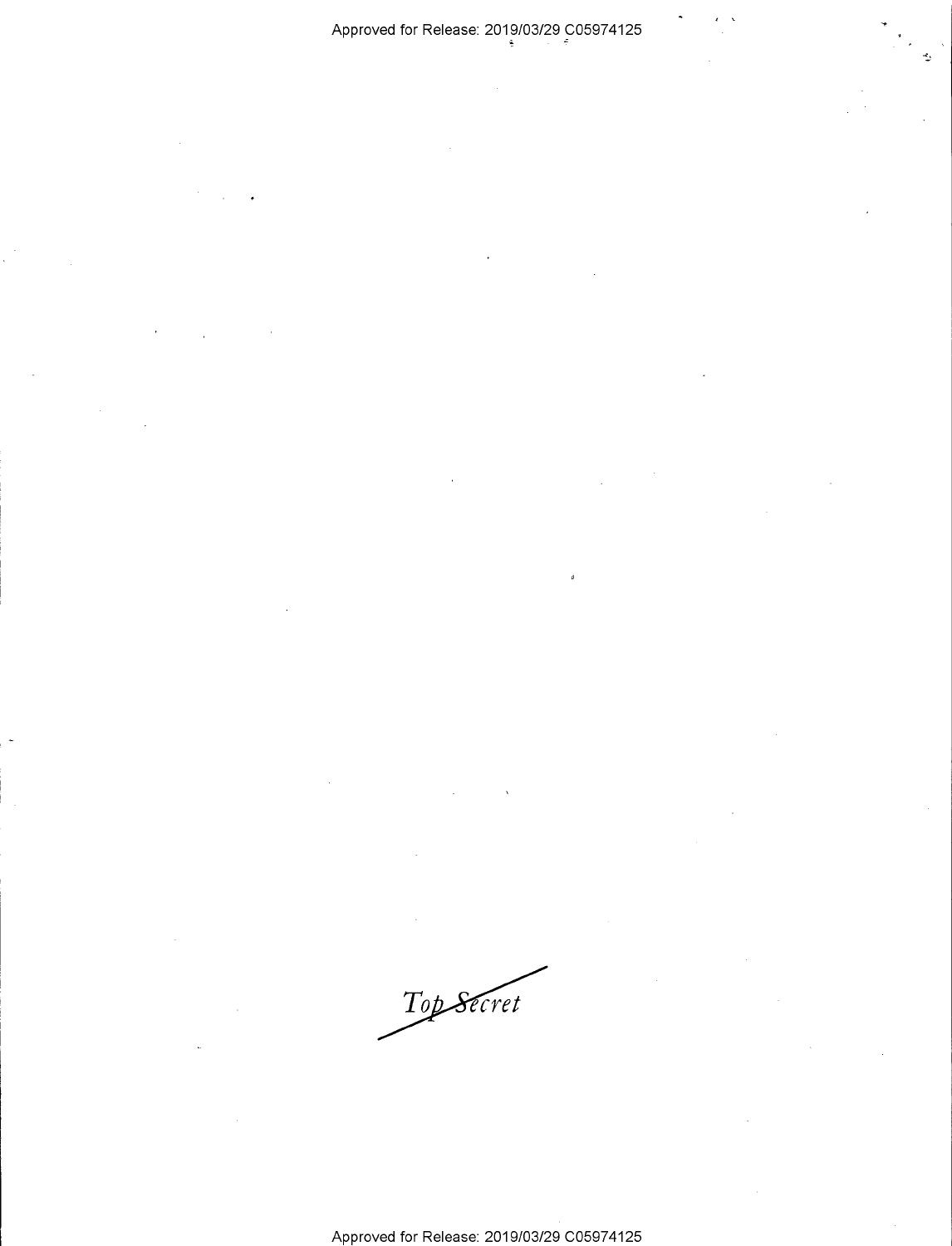Top Secret